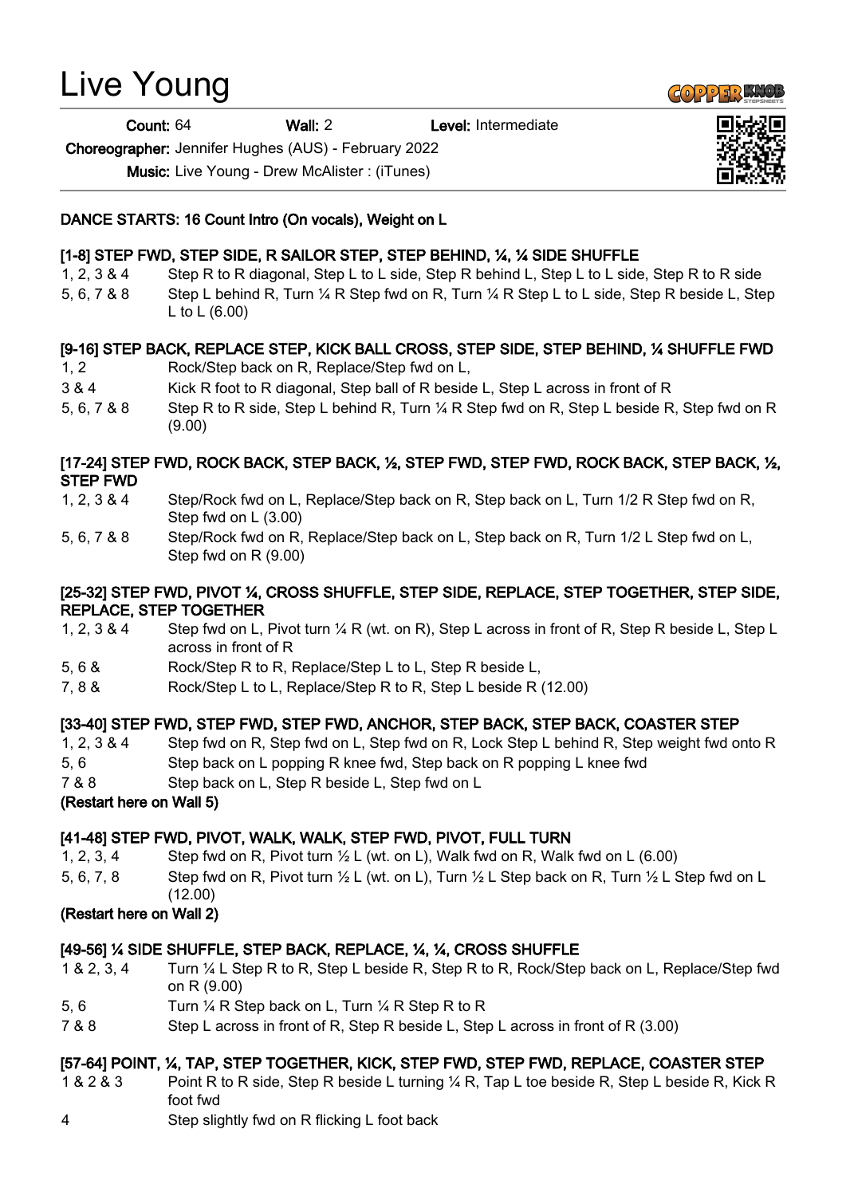# Live Young

**Count:** 64 **Wall:** 2 **Level:** Intermediate

**Choreographer:** Jennifer Hughes (AUS) - February 2022

**Music:** Live Young - Drew McAlister : (iTunes)

**DANCE STARTS: 16 Count Intro (On vocals), Weight on L**

**[1-8] STEP FWD, STEP SIDE, R SAILOR STEP, STEP BEHIND, ¼, ¼ SIDE SHUFFLE**

| | |
|---|---|
| 1, 2, 3 & 4 | Step R to R diagonal, Step L to L side, Step R behind L, Step L to L side, Step R to R side |
| 5, 6, 7 & 8 | Step L behind R, Turn ¼ R Step fwd on R, Turn ¼ R Step L to L side, Step R beside L, Step L to L (6.00) |

**[9-16] STEP BACK, REPLACE STEP, KICK BALL CROSS, STEP SIDE, STEP BEHIND, ¼ SHUFFLE FWD**

| | |
|---|---|
| 1, 2 | Rock/Step back on R, Replace/Step fwd on L, |
| 3 & 4 | Kick R foot to R diagonal, Step ball of R beside L, Step L across in front of R |
| 5, 6, 7 & 8 | Step R to R side, Step L behind R, Turn ¼ R Step fwd on R, Step L beside R, Step fwd on R (9.00) |

**[17-24] STEP FWD, ROCK BACK, STEP BACK, ½, STEP FWD, STEP FWD, ROCK BACK, STEP BACK, ½, STEP FWD**

| | |
|---|---|
| 1, 2, 3 & 4 | Step/Rock fwd on L, Replace/Step back on R, Step back on L, Turn 1/2 R Step fwd on R, Step fwd on L (3.00) |
| 5, 6, 7 & 8 | Step/Rock fwd on R, Replace/Step back on L, Step back on R, Turn 1/2 L Step fwd on L, Step fwd on R (9.00) |

**[25-32] STEP FWD, PIVOT ¼, CROSS SHUFFLE, STEP SIDE, REPLACE, STEP TOGETHER, STEP SIDE, REPLACE, STEP TOGETHER**

| | |
|---|---|
| 1, 2, 3 & 4 | Step fwd on L, Pivot turn ¼ R (wt. on R), Step L across in front of R, Step R beside L, Step L across in front of R |
| 5, 6 & | Rock/Step R to R, Replace/Step L to L, Step R beside L, |
| 7, 8 & | Rock/Step L to L, Replace/Step R to R, Step L beside R (12.00) |

**[33-40] STEP FWD, STEP FWD, STEP FWD, ANCHOR, STEP BACK, STEP BACK, COASTER STEP**

| | |
|---|---|
| 1, 2, 3 & 4 | Step fwd on R, Step fwd on L, Step fwd on R, Lock Step L behind R, Step weight fwd onto R |
| 5, 6 | Step back on L popping R knee fwd, Step back on R popping L knee fwd |
| 7 & 8 | Step back on L, Step R beside L, Step fwd on L |

**(Restart here on Wall 5)**

**[41-48] STEP FWD, PIVOT, WALK, WALK, STEP FWD, PIVOT, FULL TURN**

| | |
|---|---|
| 1, 2, 3, 4 | Step fwd on R, Pivot turn ½ L (wt. on L), Walk fwd on R, Walk fwd on L (6.00) |
| 5, 6, 7, 8 | Step fwd on R, Pivot turn ½ L (wt. on L), Turn ½ L Step back on R, Turn ½ L Step fwd on L (12.00) |

**(Restart here on Wall 2)**

**[49-56] ¼ SIDE SHUFFLE, STEP BACK, REPLACE, ¼, ¼, CROSS SHUFFLE**

| | |
|---|---|
| 1 & 2, 3, 4 | Turn ¼ L Step R to R, Step L beside R, Step R to R, Rock/Step back on L, Replace/Step fwd on R (9.00) |
| 5, 6 | Turn ¼ R Step back on L, Turn ¼ R Step R to R |
| 7 & 8 | Step L across in front of R, Step R beside L, Step L across in front of R (3.00) |

**[57-64] POINT, ¼, TAP, STEP TOGETHER, KICK, STEP FWD, STEP FWD, REPLACE, COASTER STEP**

| | |
|---|---|
| 1 & 2 & 3 | Point R to R side, Step R beside L turning ¼ R, Tap L toe beside R, Step L beside R, Kick R foot fwd |
| 4 | Step slightly fwd on R flicking L foot back |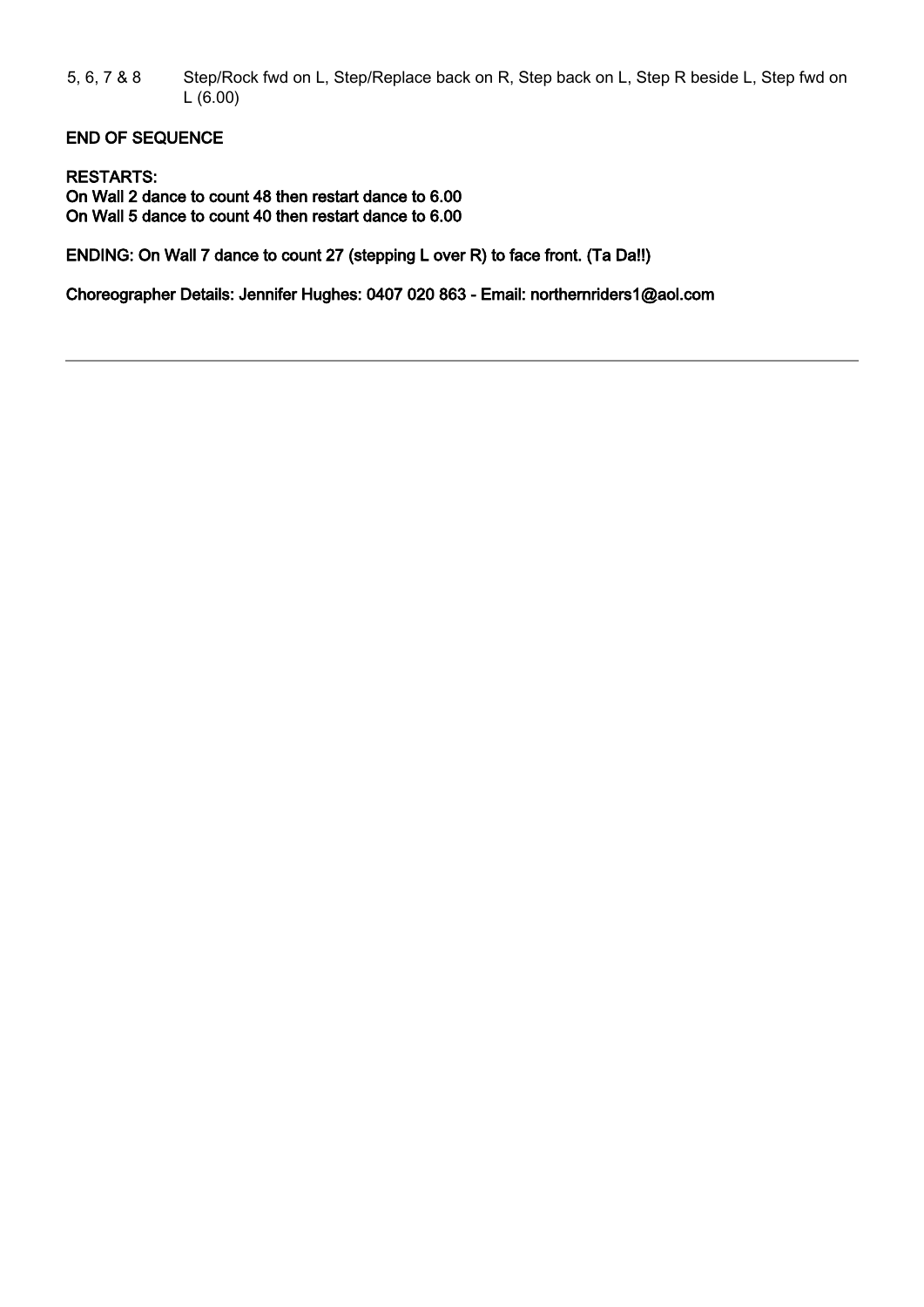5, 6, 7 & 8 Step/Rock fwd on L, Step/Replace back on R, Step back on L, Step R beside L, Step fwd on L (6.00)

**END OF SEQUENCE**

**RESTARTS:**
**On Wall 2 dance to count 48 then restart dance to 6.00**
**On Wall 5 dance to count 40 then restart dance to 6.00**

**ENDING: On Wall 7 dance to count 27 (stepping L over R) to face front. (Ta Da!!)**

**Choreographer Details: Jennifer Hughes: 0407 020 863 - Email: northernriders1@aol.com**

---